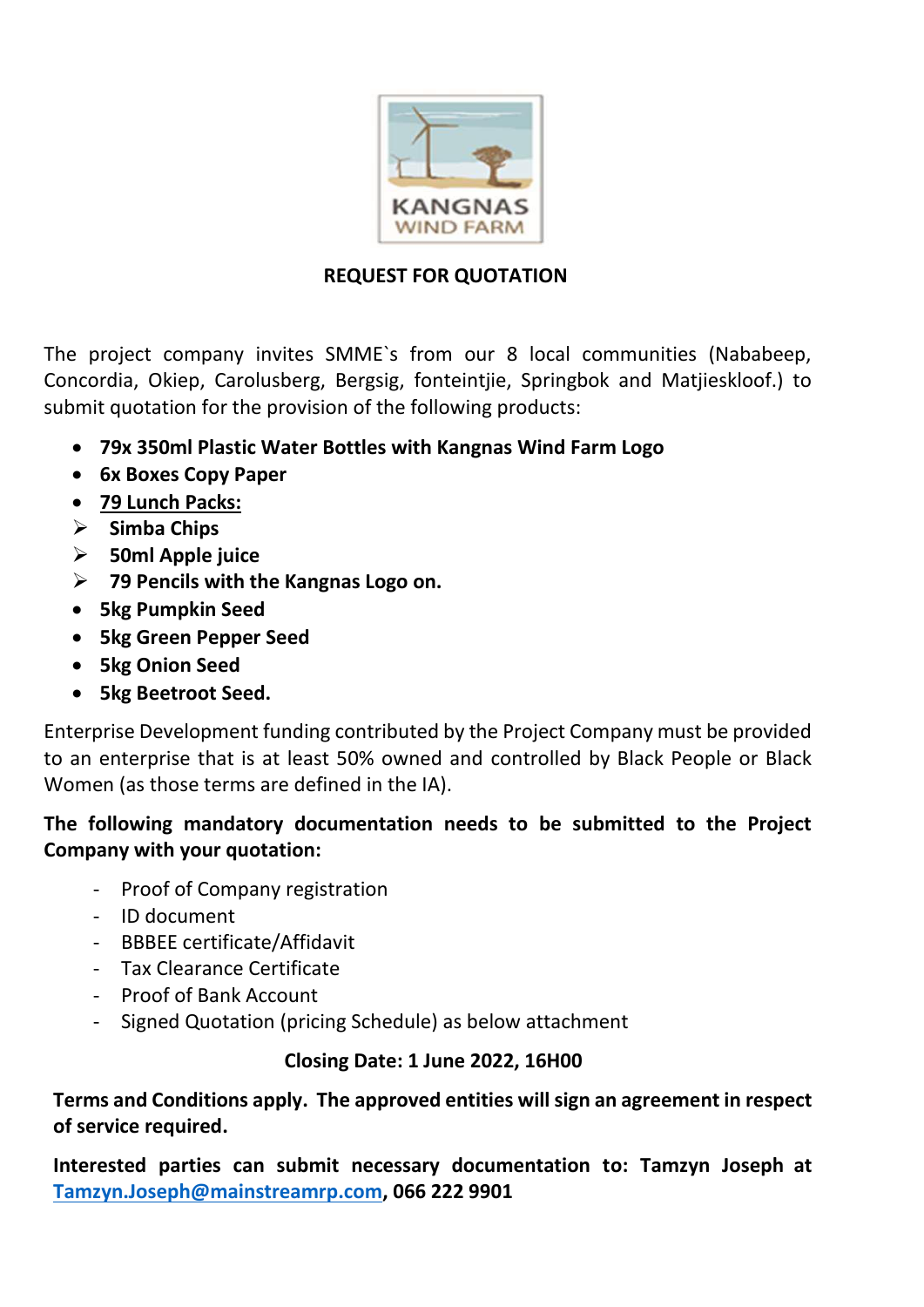KANGNAS WIND FARM

**REQUEST FOR QUOTATION**

The project company invites SMME`s from our 8 local communities (Nababeep, Concordia, Okiep, Carolusberg, Bergsig, fonteintjie, Springbok and Matjieskloof.) to submit quotation for the provision of the following products:

- **79x 350ml Plastic Water Bottles with Kangnas Wind Farm Logo**
- **6x Boxes Copy Paper**
- **79 Lunch Packs:**
  - **Simba Chips**
  - **50ml Apple juice**
  - **79 Pencils with the Kangnas Logo on.**
- **5kg Pumpkin Seed**
- **5kg Green Pepper Seed**
- **5kg Onion Seed**
- **5kg Beetroot Seed.**

Enterprise Development funding contributed by the Project Company must be provided to an enterprise that is at least 50% owned and controlled by Black People or Black Women (as those terms are defined in the IA).

**The following mandatory documentation needs to be submitted to the Project Company with your quotation:**

- Proof of Company registration
- ID document
- BBBEE certificate/Affidavit
- Tax Clearance Certificate
- Proof of Bank Account
- Signed Quotation (pricing Schedule) as below attachment

**Closing Date: 1 June 2022, 16H00**

**Terms and Conditions apply. The approved entities will sign an agreement in respect of service required.**

**Interested parties can submit necessary documentation to: Tamzyn Joseph at Tamzyn.Joseph@mainstreamrp.com, 066 222 9901**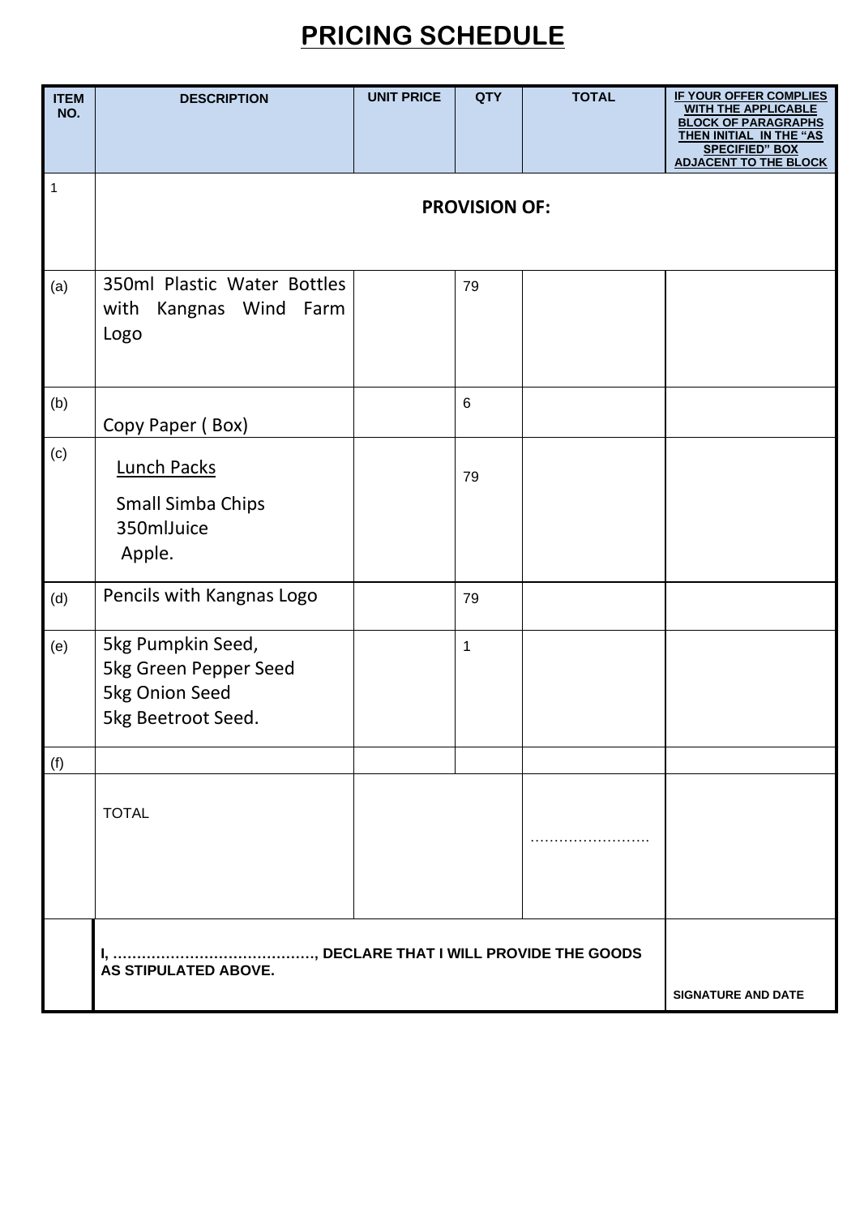# PRICING SCHEDULE

| ITEM NO. | DESCRIPTION | UNIT PRICE | QTY | TOTAL | IF YOUR OFFER COMPLIES WITH THE APPLICABLE BLOCK OF PARAGRAPHS THEN INITIAL IN THE "AS SPECIFIED" BOX ADJACENT TO THE BLOCK |
|---|---|---|---|---|---|
| 1 | **PROVISION OF:** | | | | |
| (a) | 350ml Plastic Water Bottles with Kangnas Wind Farm Logo | | 79 | | |
| (b) | Copy Paper ( Box) | | 6 | | |
| (c) | Lunch Packs<br>Small Simba Chips<br>350mlJuice<br>Apple. | | 79 | | |
| (d) | Pencils with Kangnas Logo | | 79 | | |
| (e) | 5kg Pumpkin Seed,<br>5kg Green Pepper Seed<br>5kg Onion Seed<br>5kg Beetroot Seed. | | 1 | | |
| (f) | | | | | |
| | TOTAL | | | ……………………. | |
| | **I, ……………………………………, DECLARE THAT I WILL PROVIDE THE GOODS AS STIPULATED ABOVE.** | | | | **SIGNATURE AND DATE** |